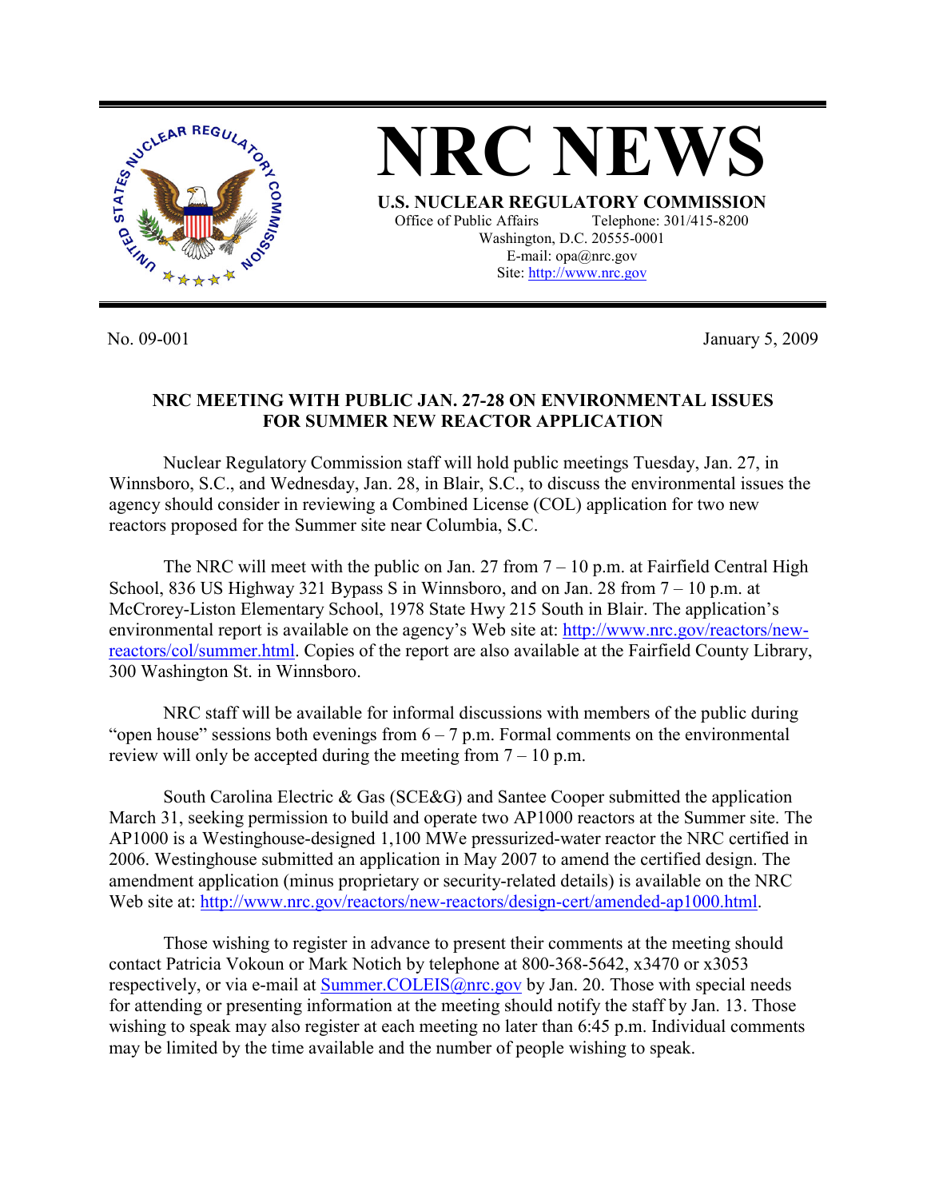# NRC NEWS

**U.S. NUCLEAR REGULATORY COMMISSION**

Office of Public Affairs Telephone: 301/415-8200
Washington, D.C. 20555-0001
E-mail: opa@nrc.gov
Site: http://www.nrc.gov

No. 09-001 January 5, 2009

## NRC MEETING WITH PUBLIC JAN. 27-28 ON ENVIRONMENTAL ISSUES FOR SUMMER NEW REACTOR APPLICATION

Nuclear Regulatory Commission staff will hold public meetings Tuesday, Jan. 27, in Winnsboro, S.C., and Wednesday, Jan. 28, in Blair, S.C., to discuss the environmental issues the agency should consider in reviewing a Combined License (COL) application for two new reactors proposed for the Summer site near Columbia, S.C.

The NRC will meet with the public on Jan. 27 from 7 – 10 p.m. at Fairfield Central High School, 836 US Highway 321 Bypass S in Winnsboro, and on Jan. 28 from 7 – 10 p.m. at McCrorey-Liston Elementary School, 1978 State Hwy 215 South in Blair. The application's environmental report is available on the agency's Web site at: http://www.nrc.gov/reactors/new-reactors/col/summer.html. Copies of the report are also available at the Fairfield County Library, 300 Washington St. in Winnsboro.

NRC staff will be available for informal discussions with members of the public during "open house" sessions both evenings from 6 – 7 p.m. Formal comments on the environmental review will only be accepted during the meeting from 7 – 10 p.m.

South Carolina Electric & Gas (SCE&G) and Santee Cooper submitted the application March 31, seeking permission to build and operate two AP1000 reactors at the Summer site. The AP1000 is a Westinghouse-designed 1,100 MWe pressurized-water reactor the NRC certified in 2006. Westinghouse submitted an application in May 2007 to amend the certified design. The amendment application (minus proprietary or security-related details) is available on the NRC Web site at: http://www.nrc.gov/reactors/new-reactors/design-cert/amended-ap1000.html.

Those wishing to register in advance to present their comments at the meeting should contact Patricia Vokoun or Mark Notich by telephone at 800-368-5642, x3470 or x3053 respectively, or via e-mail at Summer.COLEIS@nrc.gov by Jan. 20. Those with special needs for attending or presenting information at the meeting should notify the staff by Jan. 13. Those wishing to speak may also register at each meeting no later than 6:45 p.m. Individual comments may be limited by the time available and the number of people wishing to speak.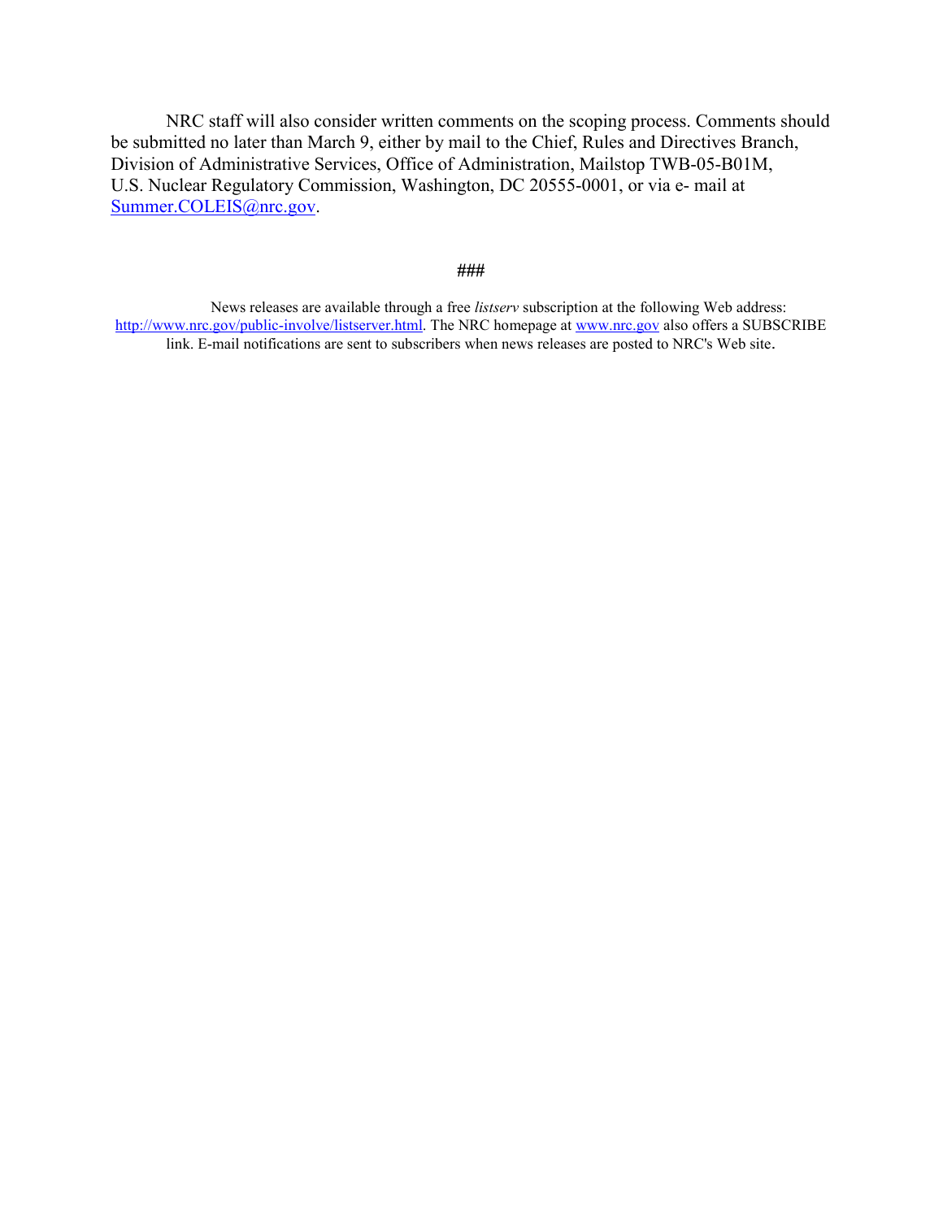NRC staff will also consider written comments on the scoping process. Comments should be submitted no later than March 9, either by mail to the Chief, Rules and Directives Branch, Division of Administrative Services, Office of Administration, Mailstop TWB-05-B01M, U.S. Nuclear Regulatory Commission, Washington, DC 20555-0001, or via e- mail at Summer.COLEIS@nrc.gov.

###

News releases are available through a free *listserv* subscription at the following Web address: http://www.nrc.gov/public-involve/listserver.html. The NRC homepage at www.nrc.gov also offers a SUBSCRIBE link. E-mail notifications are sent to subscribers when news releases are posted to NRC's Web site.